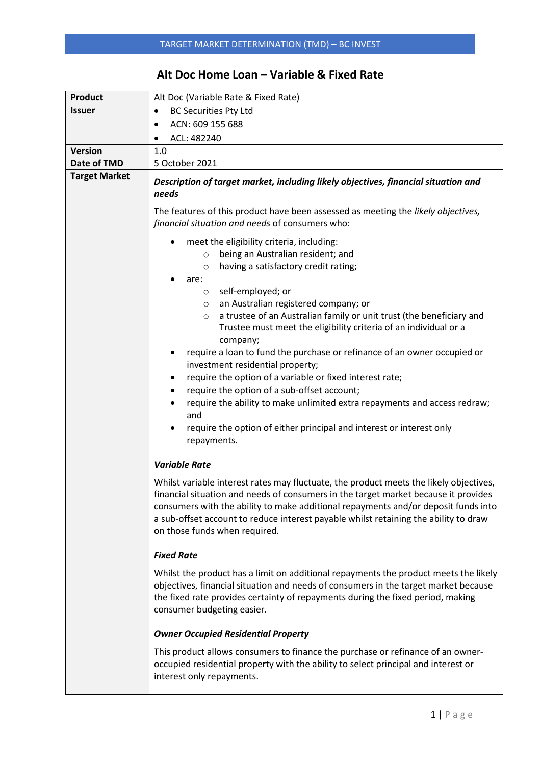# Alt Doc Home Loan – Variable & Fixed Rate

| **Product** | Alt Doc (Variable Rate & Fixed Rate) |
|---|---|
| **Issuer** | • BC Securities Pty Ltd<br>• ACN: 609 155 688<br>• ACL: 482240 |
| **Version** | 1.0 |
| **Date of TMD** | 5 October 2021 |
| **Target Market** | ***Description of target market, including likely objectives, financial situation and needs***<br><br>The features of this product have been assessed as meeting the *likely objectives, financial situation and needs* of consumers who:<br><br>• meet the eligibility criteria, including:<br>  ○ being an Australian resident; and<br>  ○ having a satisfactory credit rating;<br>• are:<br>  ○ self-employed; or<br>  ○ an Australian registered company; or<br>  ○ a trustee of an Australian family or unit trust (the beneficiary and Trustee must meet the eligibility criteria of an individual or a company;<br>• require a loan to fund the purchase or refinance of an owner occupied or investment residential property;<br>• require the option of a variable or fixed interest rate;<br>• require the option of a sub-offset account;<br>• require the ability to make unlimited extra repayments and access redraw; and<br>• require the option of either principal and interest or interest only repayments.<br><br>***Variable Rate***<br><br>Whilst variable interest rates may fluctuate, the product meets the likely objectives, financial situation and needs of consumers in the target market because it provides consumers with the ability to make additional repayments and/or deposit funds into a sub-offset account to reduce interest payable whilst retaining the ability to draw on those funds when required.<br><br>***Fixed Rate***<br><br>Whilst the product has a limit on additional repayments the product meets the likely objectives, financial situation and needs of consumers in the target market because the fixed rate provides certainty of repayments during the fixed period, making consumer budgeting easier.<br><br>***Owner Occupied Residential Property***<br><br>This product allows consumers to finance the purchase or refinance of an owner-occupied residential property with the ability to select principal and interest or interest only repayments. |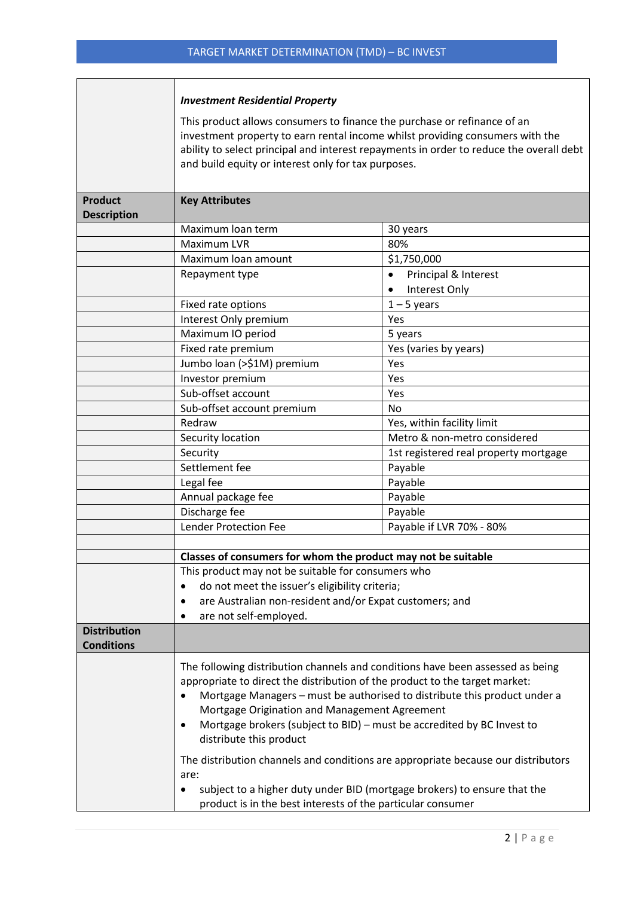***Investment Residential Property***

This product allows consumers to finance the purchase or refinance of an investment property to earn rental income whilst providing consumers with the ability to select principal and interest repayments in order to reduce the overall debt and build equity or interest only for tax purposes.

| **Product Description** | **Key Attributes** | |
|---|---|---|
| | Maximum loan term | 30 years |
| | Maximum LVR | 80% |
| | Maximum loan amount | $1,750,000 |
| | Repayment type | • Principal & Interest<br>• Interest Only |
| | Fixed rate options | 1 – 5 years |
| | Interest Only premium | Yes |
| | Maximum IO period | 5 years |
| | Fixed rate premium | Yes (varies by years) |
| | Jumbo loan (>$1M) premium | Yes |
| | Investor premium | Yes |
| | Sub-offset account | Yes |
| | Sub-offset account premium | No |
| | Redraw | Yes, within facility limit |
| | Security location | Metro & non-metro considered |
| | Security | 1st registered real property mortgage |
| | Settlement fee | Payable |
| | Legal fee | Payable |
| | Annual package fee | Payable |
| | Discharge fee | Payable |
| | Lender Protection Fee | Payable if LVR 70% - 80% |

**Classes of consumers for whom the product may not be suitable**

This product may not be suitable for consumers who

- do not meet the issuer's eligibility criteria;
- are Australian non-resident and/or Expat customers; and
- are not self-employed.

**Distribution Conditions**

The following distribution channels and conditions have been assessed as being appropriate to direct the distribution of the product to the target market:

- Mortgage Managers – must be authorised to distribute this product under a Mortgage Origination and Management Agreement
- Mortgage brokers (subject to BID) – must be accredited by BC Invest to distribute this product

The distribution channels and conditions are appropriate because our distributors are:

- subject to a higher duty under BID (mortgage brokers) to ensure that the product is in the best interests of the particular consumer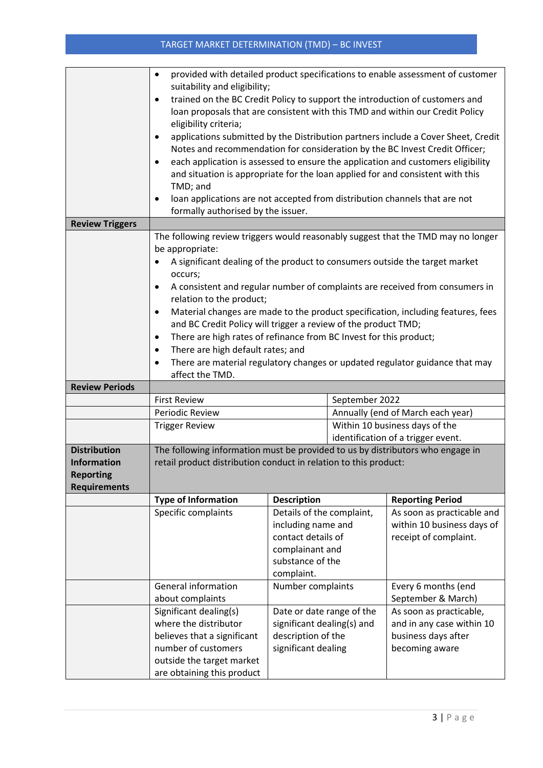| | |
|---|---|
| | • provided with detailed product specifications to enable assessment of customer suitability and eligibility;<br>• trained on the BC Credit Policy to support the introduction of customers and loan proposals that are consistent with this TMD and within our Credit Policy eligibility criteria;<br>• applications submitted by the Distribution partners include a Cover Sheet, Credit Notes and recommendation for consideration by the BC Invest Credit Officer;<br>• each application is assessed to ensure the application and customers eligibility and situation is appropriate for the loan applied for and consistent with this TMD; and<br>• loan applications are not accepted from distribution channels that are not formally authorised by the issuer. |
| **Review Triggers** | |
| | The following review triggers would reasonably suggest that the TMD may no longer be appropriate:<br>• A significant dealing of the product to consumers outside the target market occurs;<br>• A consistent and regular number of complaints are received from consumers in relation to the product;<br>• Material changes are made to the product specification, including features, fees and BC Credit Policy will trigger a review of the product TMD;<br>• There are high rates of refinance from BC Invest for this product;<br>• There are high default rates; and<br>• There are material regulatory changes or updated regulator guidance that may affect the TMD. |

| | | |
|---|---|---|
| **Review Periods** | | |
| | First Review | September 2022 |
| | Periodic Review | Annually (end of March each year) |
| | Trigger Review | Within 10 business days of the identification of a trigger event. |

| | | | |
|---|---|---|---|
| **Distribution Information Reporting Requirements** | The following information must be provided to us by distributors who engage in retail product distribution conduct in relation to this product: | | |
| | **Type of Information** | **Description** | **Reporting Period** |
| | Specific complaints | Details of the complaint, including name and contact details of complainant and substance of the complaint. | As soon as practicable and within 10 business days of receipt of complaint. |
| | General information about complaints | Number complaints | Every 6 months (end September & March) |
| | Significant dealing(s) where the distributor believes that a significant number of customers outside the target market are obtaining this product | Date or date range of the significant dealing(s) and description of the significant dealing | As soon as practicable, and in any case within 10 business days after becoming aware |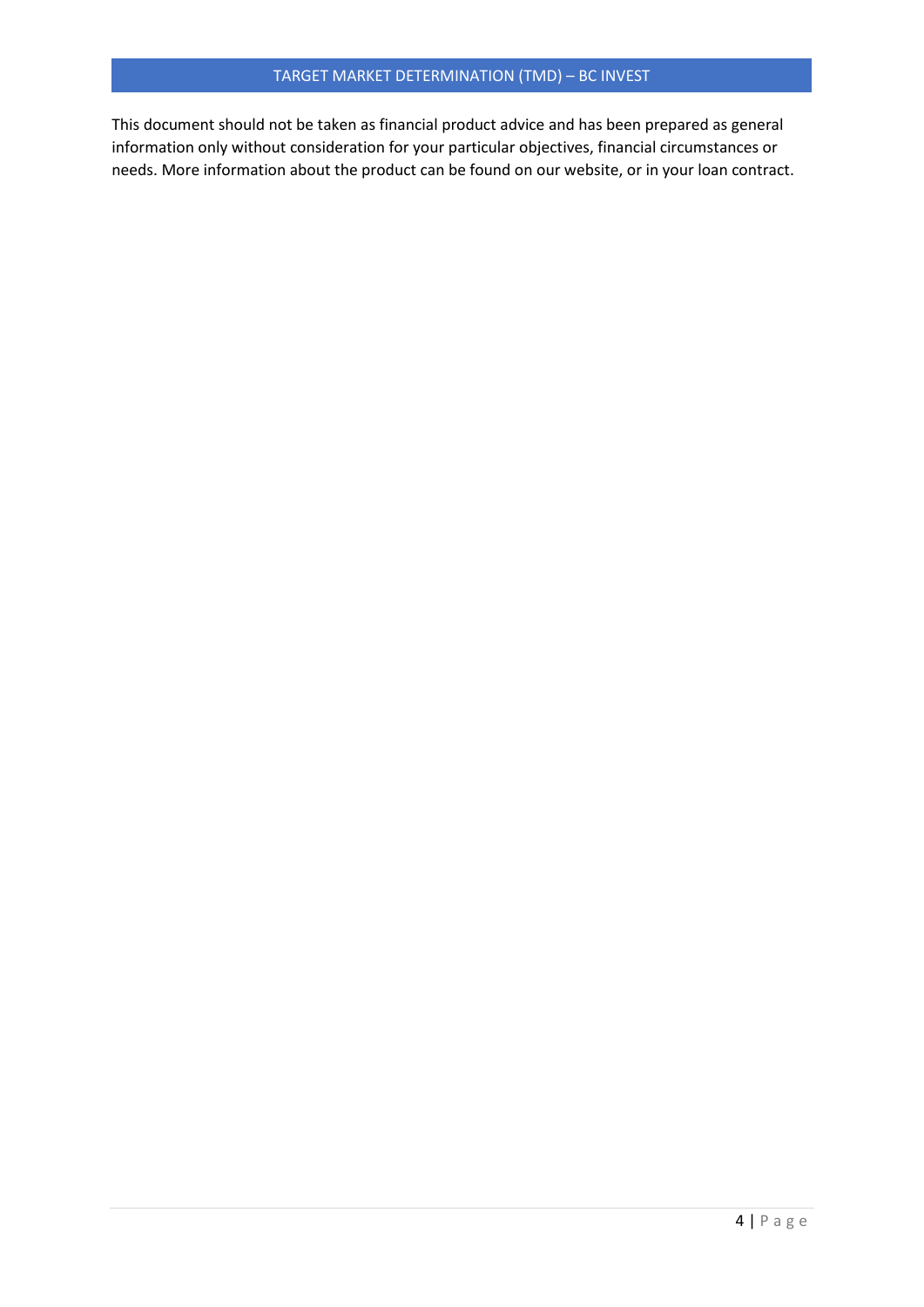This document should not be taken as financial product advice and has been prepared as general information only without consideration for your particular objectives, financial circumstances or needs. More information about the product can be found on our website, or in your loan contract.